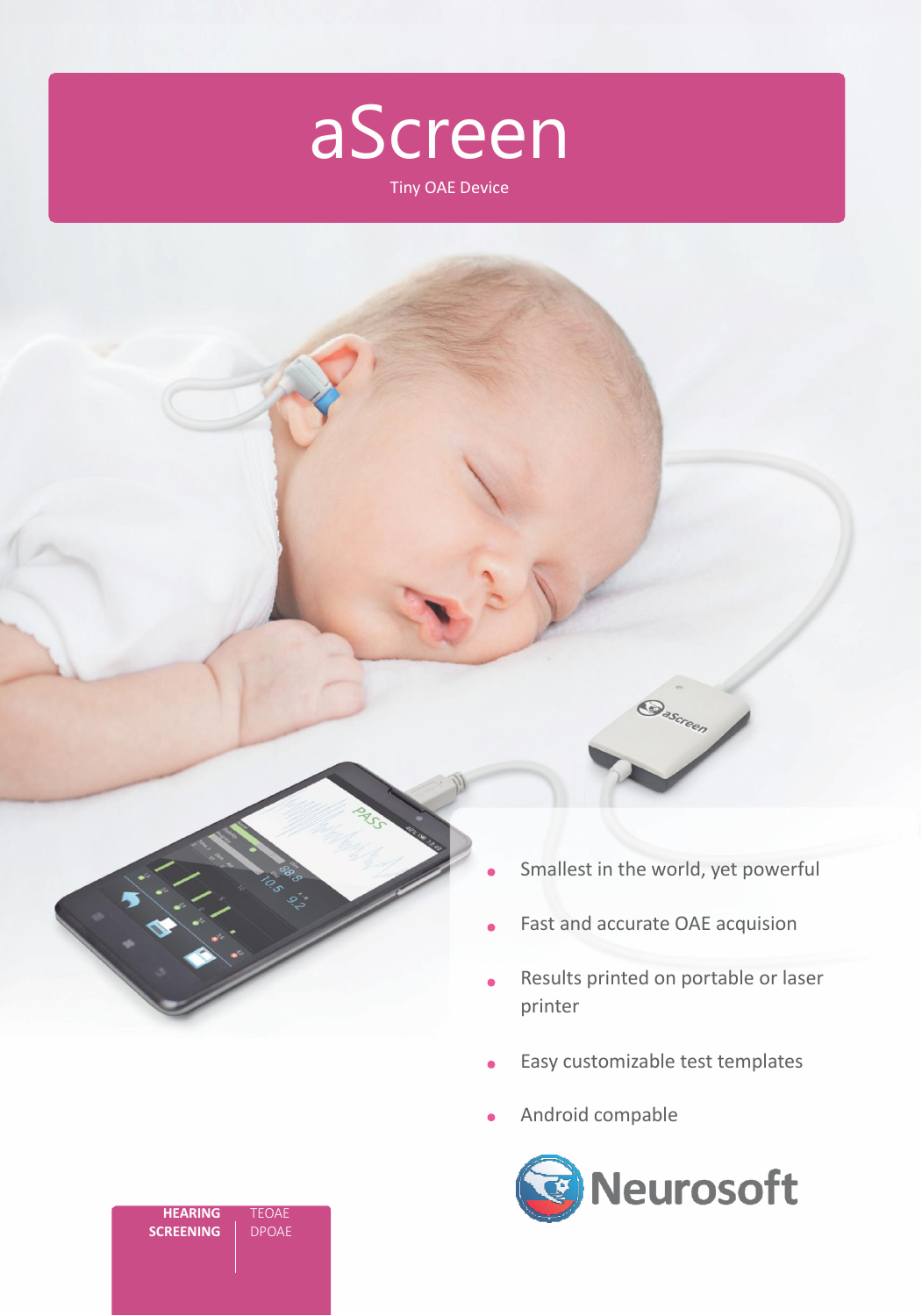# aScreen

Tiny OAE Device

- Smallest in the world, yet powerful
- Fast and accurate OAE acquision
- Results printed on portable or laser printer
- Easy customizable test templates
- Android compable

Neurosoft

**HEARING SCREENING** | TEOAE DPOAE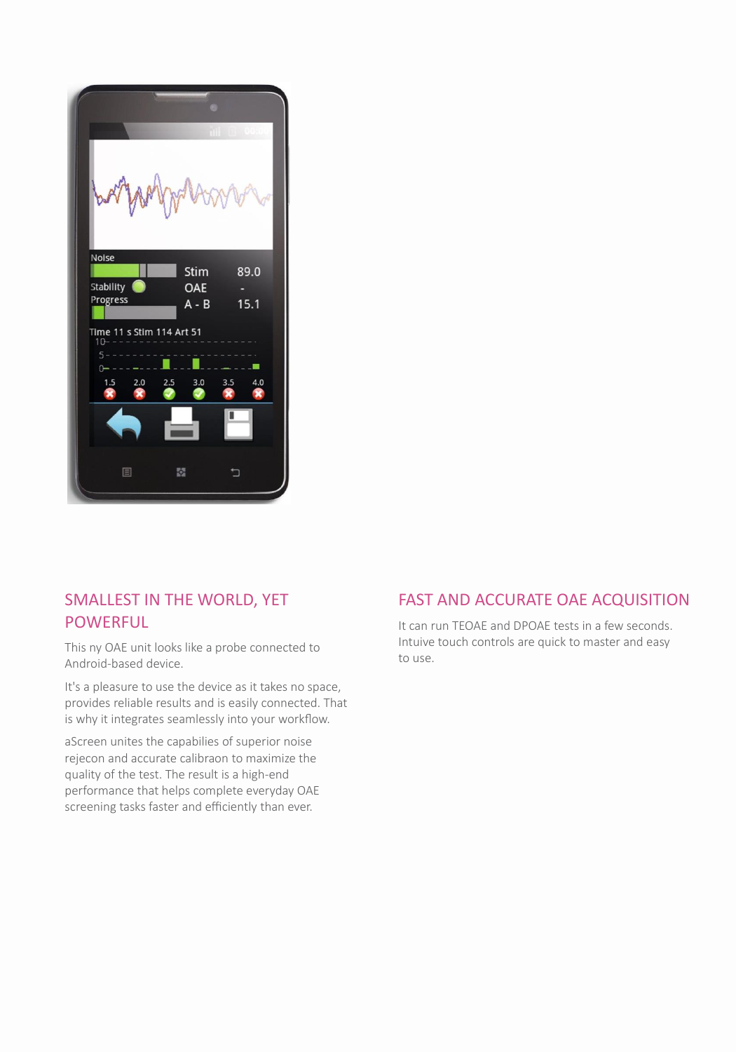## SMALLEST IN THE WORLD, YET POWERFUL

This ny OAE unit looks like a probe connected to Android-based device.

It's a pleasure to use the device as it takes no space, provides reliable results and is easily connected. That is why it integrates seamlessly into your workflow.

aScreen unites the capabilies of superior noise rejecon and accurate calibraon to maximize the quality of the test. The result is a high-end performance that helps complete everyday OAE screening tasks faster and efficiently than ever.

## FAST AND ACCURATE OAE ACQUISITION

It can run TEOAE and DPOAE tests in a few seconds. Intuive touch controls are quick to master and easy to use.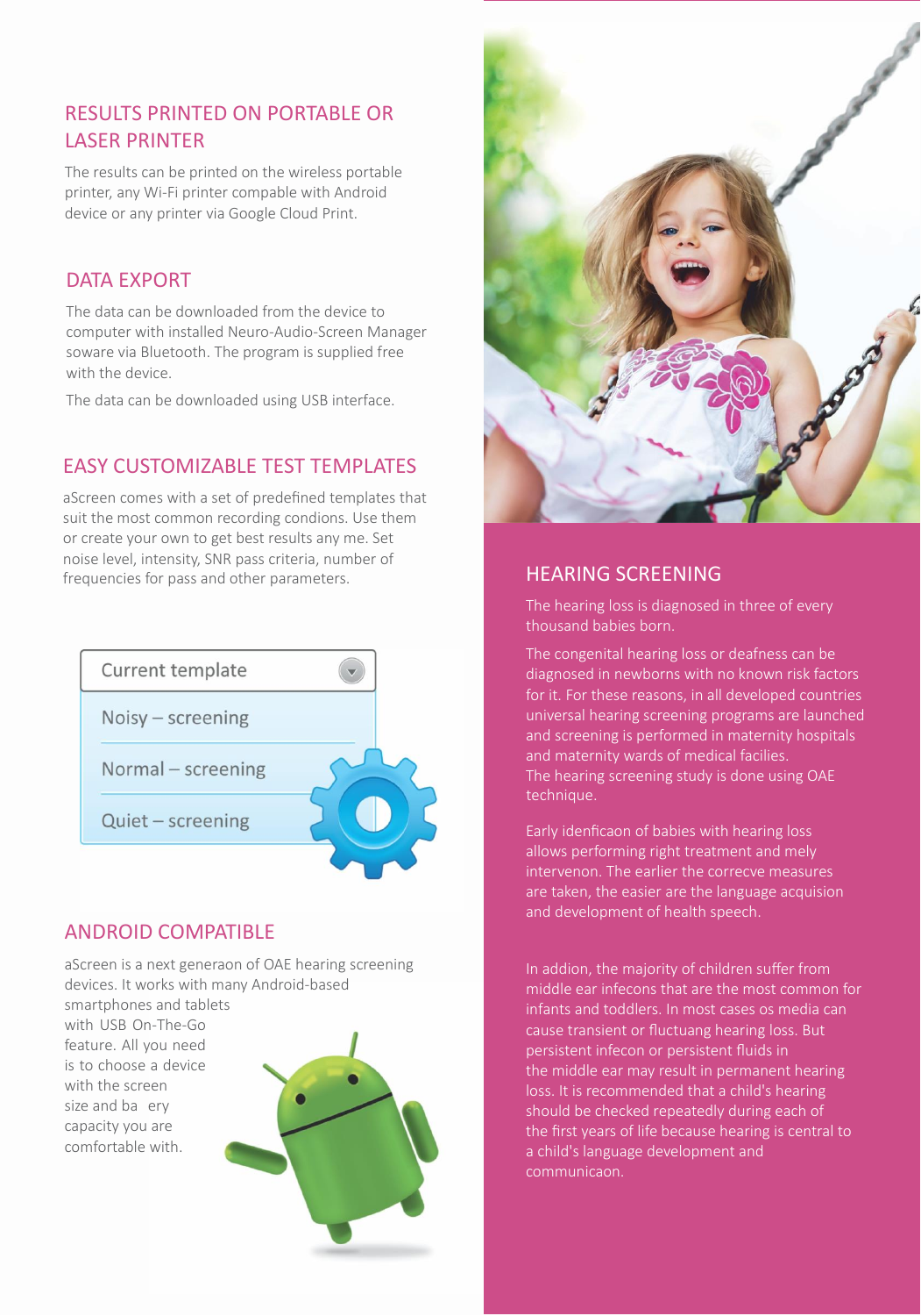## RESULTS PRINTED ON PORTABLE OR LASER PRINTER

The results can be printed on the wireless portable printer, any Wi-Fi printer compable with Android device or any printer via Google Cloud Print.

## DATA EXPORT

The data can be downloaded from the device to computer with installed Neuro-Audio-Screen Manager soware via Bluetooth. The program is supplied free with the device.

The data can be downloaded using USB interface.

## EASY CUSTOMIZABLE TEST TEMPLATES

aScreen comes with a set of predefined templates that suit the most common recording condions. Use them or create your own to get best results any me. Set noise level, intensity, SNR pass criteria, number of frequencies for pass and other parameters.

Current template

Noisy – screening

Normal – screening

Quiet – screening

## ANDROID COMPATIBLE

aScreen is a next generaon of OAE hearing screening devices. It works with many Android-based smartphones and tablets with USB On-The-Go feature. All you need is to choose a device with the screen size and ba ery capacity you are comfortable with.

## HEARING SCREENING

The hearing loss is diagnosed in three of every thousand babies born.

The congenital hearing loss or deafness can be diagnosed in newborns with no known risk factors for it. For these reasons, in all developed countries universal hearing screening programs are launched and screening is performed in maternity hospitals and maternity wards of medical facilies.
The hearing screening study is done using OAE technique.

Early idenficaon of babies with hearing loss allows performing right treatment and mely intervenon. The earlier the correcve measures are taken, the easier are the language acquision and development of health speech.

In addion, the majority of children suffer from middle ear infecons that are the most common for infants and toddlers. In most cases os media can cause transient or fluctuang hearing loss. But persistent infecon or persistent fluids in the middle ear may result in permanent hearing loss. It is recommended that a child's hearing should be checked repeatedly during each of the first years of life because hearing is central to a child's language development and communicaon.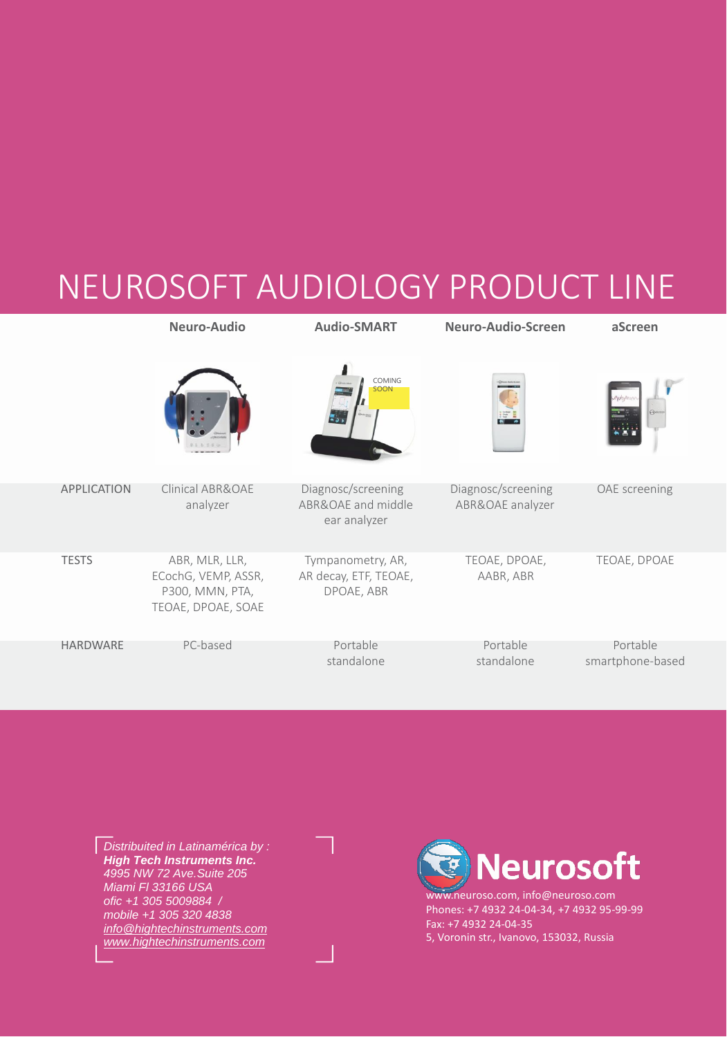# NEUROSOFT AUDIOLOGY PRODUCT LINE

| | Neuro-Audio | Audio-SMART | Neuro-Audio-Screen | aScreen |
|---|---|---|---|---|
| | | COMING SOON | | |
| APPLICATION | Clinical ABR&OAE analyzer | Diagnosc/screening ABR&OAE and middle ear analyzer | Diagnosc/screening ABR&OAE analyzer | OAE screening |
| TESTS | ABR, MLR, LLR, ECochG, VEMP, ASSR, P300, MMN, PTA, TEOAE, DPOAE, SOAE | Tympanometry, AR, AR decay, ETF, TEOAE, DPOAE, ABR | TEOAE, DPOAE, AABR, ABR | TEOAE, DPOAE |
| HARDWARE | PC-based | Portable standalone | Portable standalone | Portable smartphone-based |

*Distribuited in Latinamérica by :*
***High Tech Instruments Inc.***
*4995 NW 72 Ave.Suite 205*
*Miami Fl 33166 USA*
*ofic +1 305 5009884 /*
*mobile +1 305 320 4838*
*info@hightechinstruments.com*
*www.hightechinstruments.com*

**Neurosoft**

www.neuroso.com, info@neuroso.com
Phones: +7 4932 24-04-34, +7 4932 95-99-99
Fax: +7 4932 24-04-35
5, Voronin str., Ivanovo, 153032, Russia